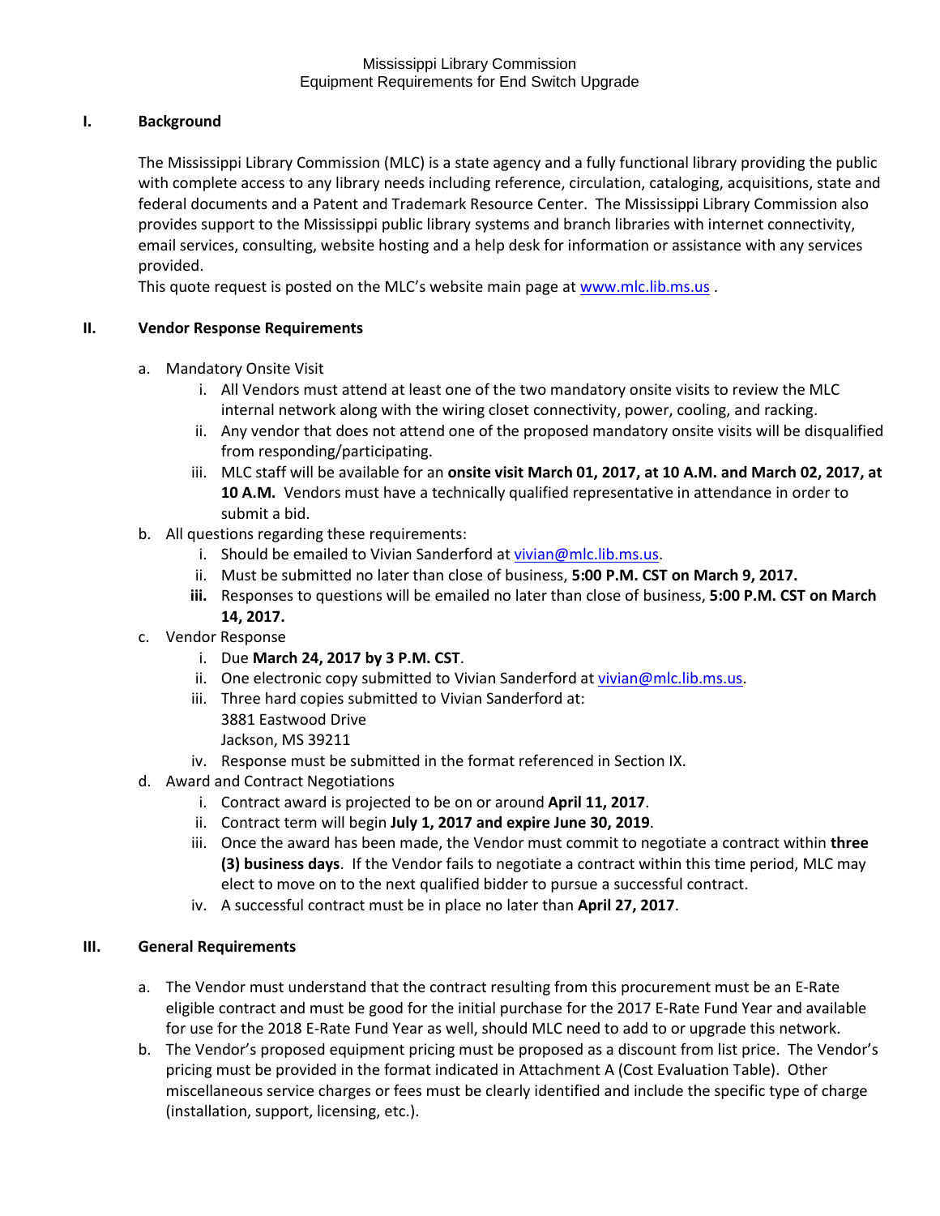Mississippi Library Commission
Equipment Requirements for End Switch Upgrade

## I. Background

The Mississippi Library Commission (MLC) is a state agency and a fully functional library providing the public with complete access to any library needs including reference, circulation, cataloging, acquisitions, state and federal documents and a Patent and Trademark Resource Center. The Mississippi Library Commission also provides support to the Mississippi public library systems and branch libraries with internet connectivity, email services, consulting, website hosting and a help desk for information or assistance with any services provided.

This quote request is posted on the MLC's website main page at www.mlc.lib.ms.us .

## II. Vendor Response Requirements

a. Mandatory Onsite Visit
   i. All Vendors must attend at least one of the two mandatory onsite visits to review the MLC internal network along with the wiring closet connectivity, power, cooling, and racking.
   ii. Any vendor that does not attend one of the proposed mandatory onsite visits will be disqualified from responding/participating.
   iii. MLC staff will be available for an **onsite visit March 01, 2017, at 10 A.M. and March 02, 2017, at 10 A.M.** Vendors must have a technically qualified representative in attendance in order to submit a bid.

b. All questions regarding these requirements:
   i. Should be emailed to Vivian Sanderford at vivian@mlc.lib.ms.us.
   ii. Must be submitted no later than close of business, **5:00 P.M. CST on March 9, 2017.**
   **iii.** Responses to questions will be emailed no later than close of business, **5:00 P.M. CST on March 14, 2017.**

c. Vendor Response
   i. Due **March 24, 2017 by 3 P.M. CST**.
   ii. One electronic copy submitted to Vivian Sanderford at vivian@mlc.lib.ms.us.
   iii. Three hard copies submitted to Vivian Sanderford at:
   3881 Eastwood Drive
   Jackson, MS 39211
   iv. Response must be submitted in the format referenced in Section IX.

d. Award and Contract Negotiations
   i. Contract award is projected to be on or around **April 11, 2017**.
   ii. Contract term will begin **July 1, 2017 and expire June 30, 2019**.
   iii. Once the award has been made, the Vendor must commit to negotiate a contract within **three (3) business days**. If the Vendor fails to negotiate a contract within this time period, MLC may elect to move on to the next qualified bidder to pursue a successful contract.
   iv. A successful contract must be in place no later than **April 27, 2017**.

## III. General Requirements

a. The Vendor must understand that the contract resulting from this procurement must be an E-Rate eligible contract and must be good for the initial purchase for the 2017 E-Rate Fund Year and available for use for the 2018 E-Rate Fund Year as well, should MLC need to add to or upgrade this network.

b. The Vendor's proposed equipment pricing must be proposed as a discount from list price. The Vendor's pricing must be provided in the format indicated in Attachment A (Cost Evaluation Table). Other miscellaneous service charges or fees must be clearly identified and include the specific type of charge (installation, support, licensing, etc.).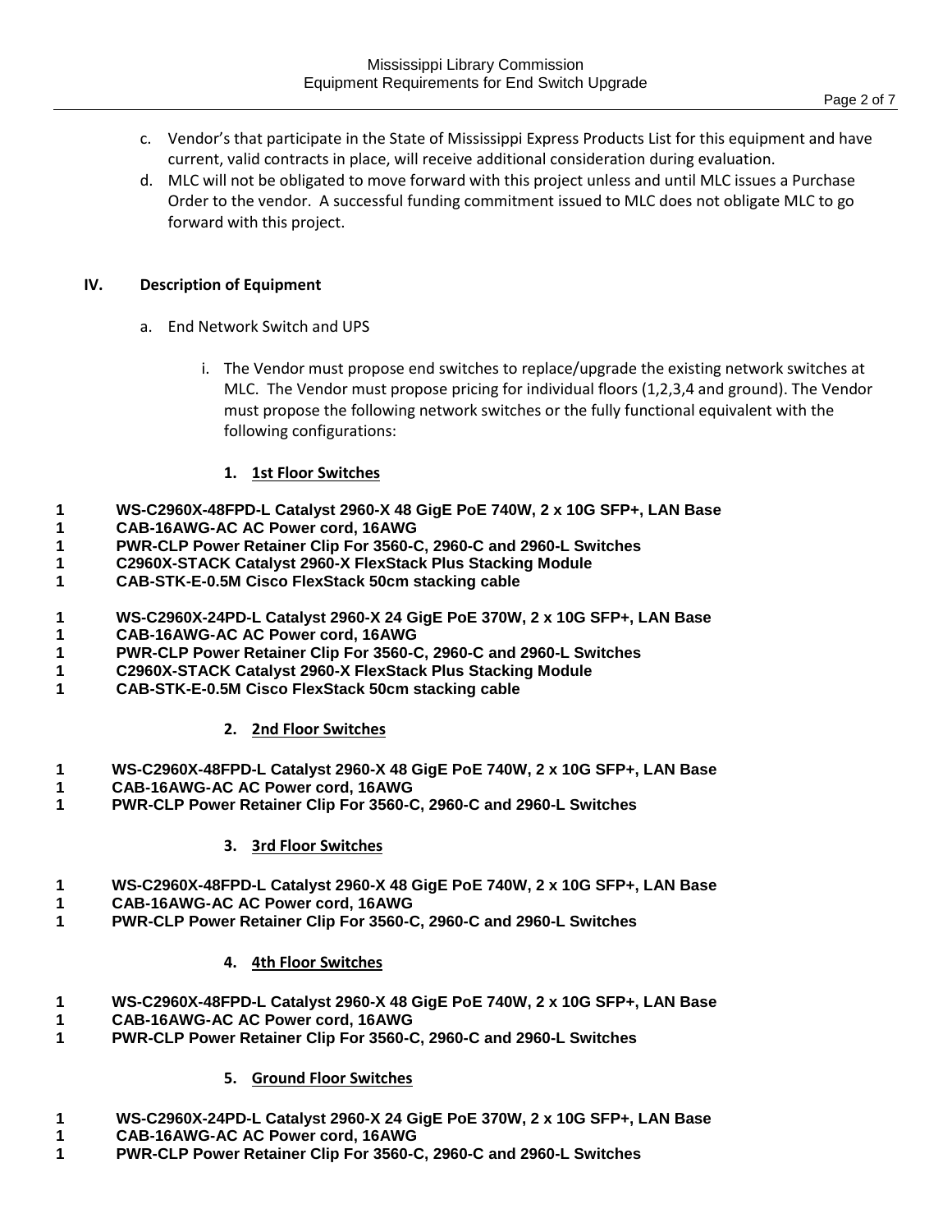c. Vendor's that participate in the State of Mississippi Express Products List for this equipment and have current, valid contracts in place, will receive additional consideration during evaluation.

d. MLC will not be obligated to move forward with this project unless and until MLC issues a Purchase Order to the vendor. A successful funding commitment issued to MLC does not obligate MLC to go forward with this project.

## IV. Description of Equipment

a. End Network Switch and UPS

i. The Vendor must propose end switches to replace/upgrade the existing network switches at MLC. The Vendor must propose pricing for individual floors (1,2,3,4 and ground). The Vendor must propose the following network switches or the fully functional equivalent with the following configurations:

### 1. 1st Floor Switches

**1 WS-C2960X-48FPD-L Catalyst 2960-X 48 GigE PoE 740W, 2 x 10G SFP+, LAN Base**
**1 CAB-16AWG-AC AC Power cord, 16AWG**
**1 PWR-CLP Power Retainer Clip For 3560-C, 2960-C and 2960-L Switches**
**1 C2960X-STACK Catalyst 2960-X FlexStack Plus Stacking Module**
**1 CAB-STK-E-0.5M Cisco FlexStack 50cm stacking cable**

**1 WS-C2960X-24PD-L Catalyst 2960-X 24 GigE PoE 370W, 2 x 10G SFP+, LAN Base**
**1 CAB-16AWG-AC AC Power cord, 16AWG**
**1 PWR-CLP Power Retainer Clip For 3560-C, 2960-C and 2960-L Switches**
**1 C2960X-STACK Catalyst 2960-X FlexStack Plus Stacking Module**
**1 CAB-STK-E-0.5M Cisco FlexStack 50cm stacking cable**

### 2. 2nd Floor Switches

**1 WS-C2960X-48FPD-L Catalyst 2960-X 48 GigE PoE 740W, 2 x 10G SFP+, LAN Base**
**1 CAB-16AWG-AC AC Power cord, 16AWG**
**1 PWR-CLP Power Retainer Clip For 3560-C, 2960-C and 2960-L Switches**

### 3. 3rd Floor Switches

**1 WS-C2960X-48FPD-L Catalyst 2960-X 48 GigE PoE 740W, 2 x 10G SFP+, LAN Base**
**1 CAB-16AWG-AC AC Power cord, 16AWG**
**1 PWR-CLP Power Retainer Clip For 3560-C, 2960-C and 2960-L Switches**

### 4. 4th Floor Switches

**1 WS-C2960X-48FPD-L Catalyst 2960-X 48 GigE PoE 740W, 2 x 10G SFP+, LAN Base**
**1 CAB-16AWG-AC AC Power cord, 16AWG**
**1 PWR-CLP Power Retainer Clip For 3560-C, 2960-C and 2960-L Switches**

### 5. Ground Floor Switches

**1 WS-C2960X-24PD-L Catalyst 2960-X 24 GigE PoE 370W, 2 x 10G SFP+, LAN Base**
**1 CAB-16AWG-AC AC Power cord, 16AWG**
**1 PWR-CLP Power Retainer Clip For 3560-C, 2960-C and 2960-L Switches**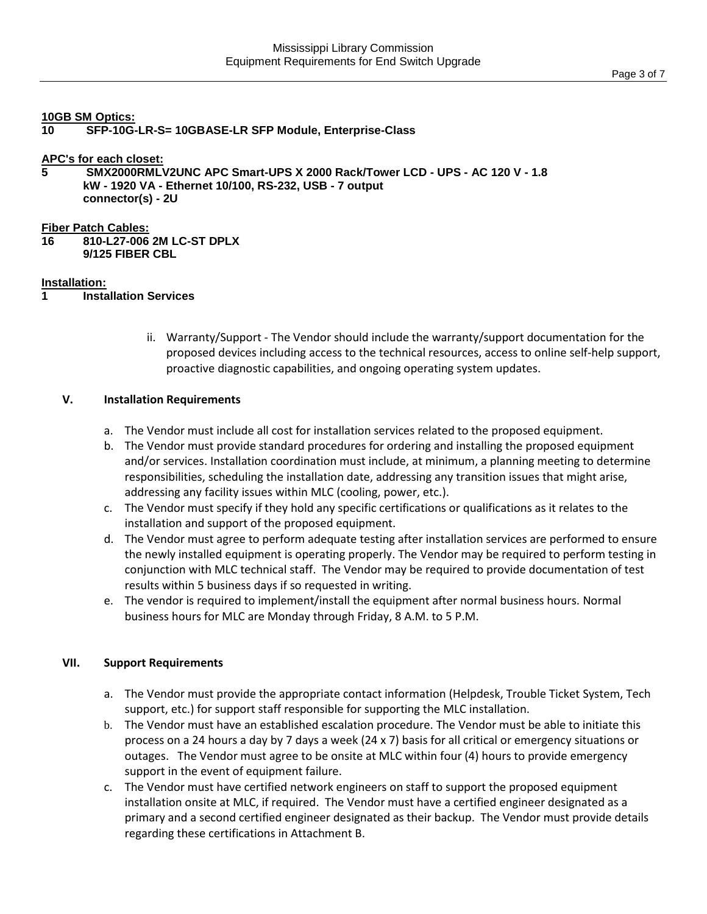**10GB SM Optics:**
**10 SFP-10G-LR-S= 10GBASE-LR SFP Module, Enterprise-Class**

**APC's for each closet:**
**5 SMX2000RMLV2UNC APC Smart-UPS X 2000 Rack/Tower LCD - UPS - AC 120 V - 1.8 kW - 1920 VA - Ethernet 10/100, RS-232, USB - 7 output connector(s) - 2U**

**Fiber Patch Cables:**
**16 810-L27-006 2M LC-ST DPLX 9/125 FIBER CBL**

**Installation:**
**1 Installation Services**

ii. Warranty/Support - The Vendor should include the warranty/support documentation for the proposed devices including access to the technical resources, access to online self-help support, proactive diagnostic capabilities, and ongoing operating system updates.

## V. Installation Requirements

a. The Vendor must include all cost for installation services related to the proposed equipment.
b. The Vendor must provide standard procedures for ordering and installing the proposed equipment and/or services. Installation coordination must include, at minimum, a planning meeting to determine responsibilities, scheduling the installation date, addressing any transition issues that might arise, addressing any facility issues within MLC (cooling, power, etc.).
c. The Vendor must specify if they hold any specific certifications or qualifications as it relates to the installation and support of the proposed equipment.
d. The Vendor must agree to perform adequate testing after installation services are performed to ensure the newly installed equipment is operating properly. The Vendor may be required to perform testing in conjunction with MLC technical staff. The Vendor may be required to provide documentation of test results within 5 business days if so requested in writing.
e. The vendor is required to implement/install the equipment after normal business hours. Normal business hours for MLC are Monday through Friday, 8 A.M. to 5 P.M.

## VII. Support Requirements

a. The Vendor must provide the appropriate contact information (Helpdesk, Trouble Ticket System, Tech support, etc.) for support staff responsible for supporting the MLC installation.
b. The Vendor must have an established escalation procedure. The Vendor must be able to initiate this process on a 24 hours a day by 7 days a week (24 x 7) basis for all critical or emergency situations or outages. The Vendor must agree to be onsite at MLC within four (4) hours to provide emergency support in the event of equipment failure.
c. The Vendor must have certified network engineers on staff to support the proposed equipment installation onsite at MLC, if required. The Vendor must have a certified engineer designated as a primary and a second certified engineer designated as their backup. The Vendor must provide details regarding these certifications in Attachment B.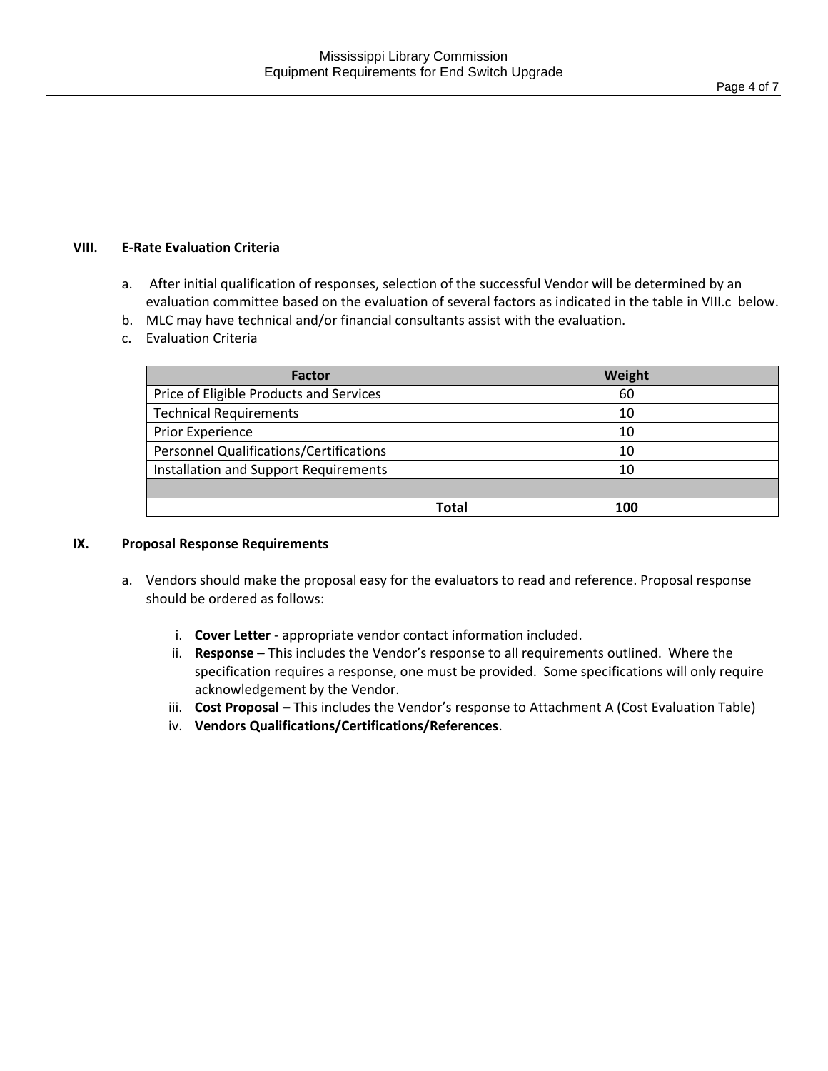## VIII. E-Rate Evaluation Criteria

a. After initial qualification of responses, selection of the successful Vendor will be determined by an evaluation committee based on the evaluation of several factors as indicated in the table in VIII.c below.

b. MLC may have technical and/or financial consultants assist with the evaluation.

c. Evaluation Criteria

| Factor | Weight |
|---|---|
| Price of Eligible Products and Services | 60 |
| Technical Requirements | 10 |
| Prior Experience | 10 |
| Personnel Qualifications/Certifications | 10 |
| Installation and Support Requirements | 10 |
| | |
| **Total** | **100** |

## IX. Proposal Response Requirements

a. Vendors should make the proposal easy for the evaluators to read and reference. Proposal response should be ordered as follows:

   i. **Cover Letter** - appropriate vendor contact information included.
   ii. **Response –** This includes the Vendor's response to all requirements outlined. Where the specification requires a response, one must be provided. Some specifications will only require acknowledgement by the Vendor.
   iii. **Cost Proposal –** This includes the Vendor's response to Attachment A (Cost Evaluation Table)
   iv. **Vendors Qualifications/Certifications/References**.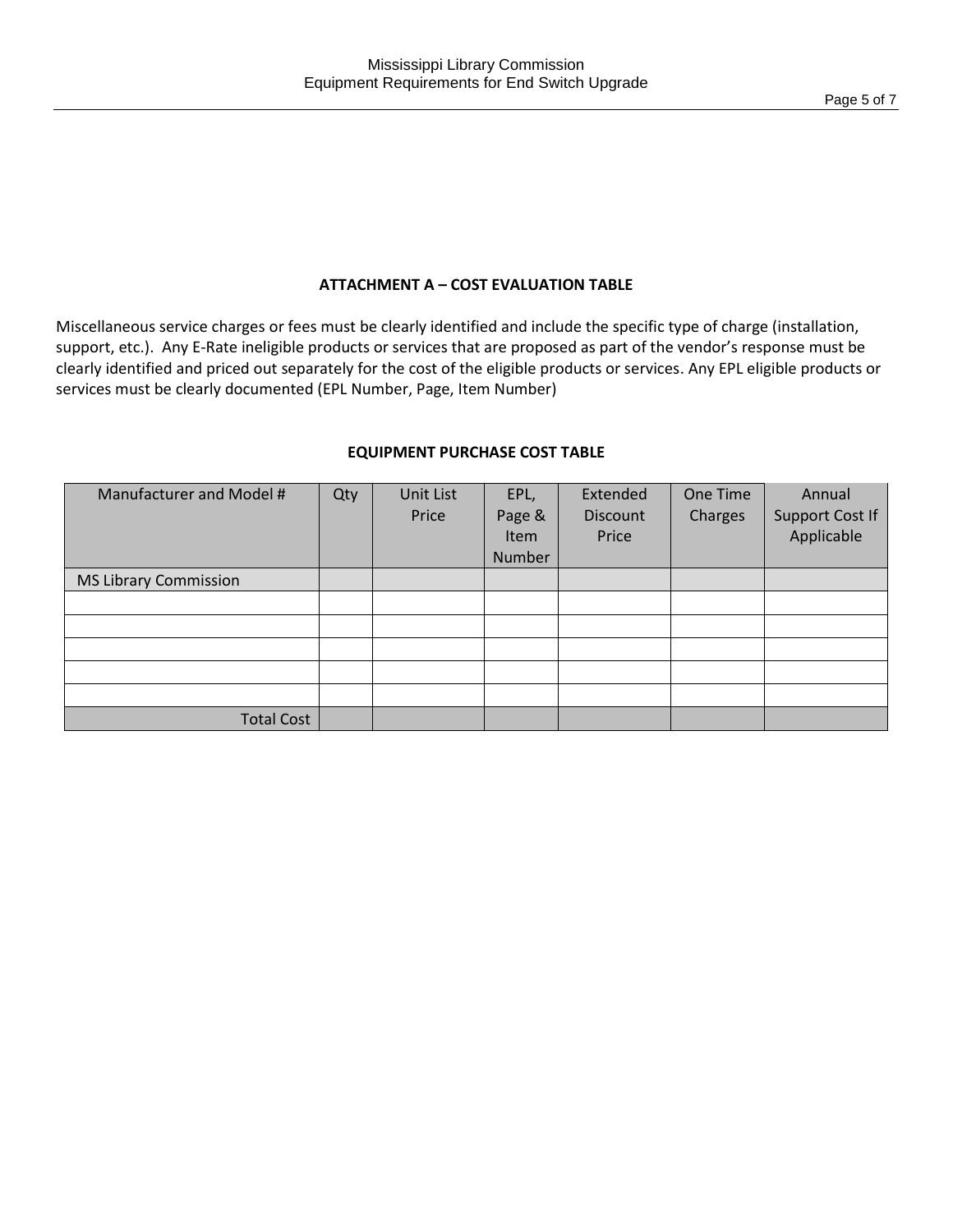## ATTACHMENT A – COST EVALUATION TABLE

Miscellaneous service charges or fees must be clearly identified and include the specific type of charge (installation, support, etc.). Any E-Rate ineligible products or services that are proposed as part of the vendor's response must be clearly identified and priced out separately for the cost of the eligible products or services. Any EPL eligible products or services must be clearly documented (EPL Number, Page, Item Number)

### EQUIPMENT PURCHASE COST TABLE

| Manufacturer and Model # | Qty | Unit List Price | EPL, Page & Item Number | Extended Discount Price | One Time Charges | Annual Support Cost If Applicable |
|---|---|---|---|---|---|---|
| MS Library Commission | | | | | | |
| | | | | | | |
| | | | | | | |
| | | | | | | |
| | | | | | | |
| | | | | | | |
| Total Cost | | | | | | |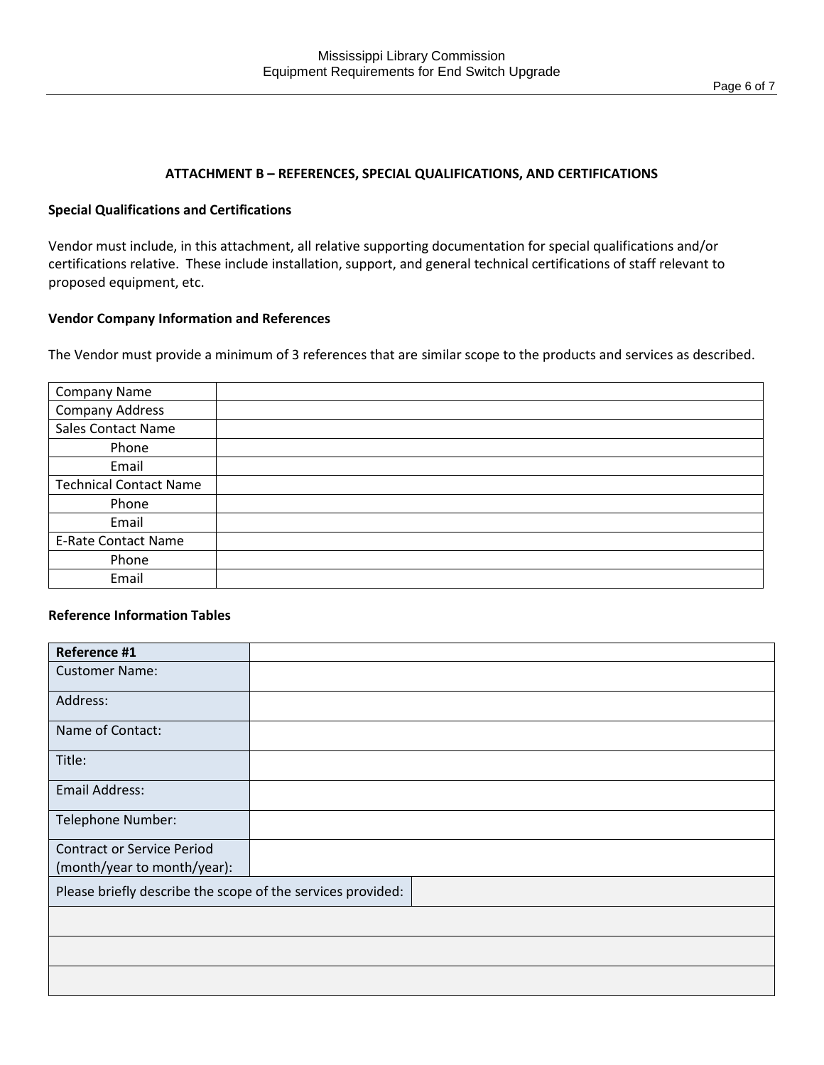## ATTACHMENT B – REFERENCES, SPECIAL QUALIFICATIONS, AND CERTIFICATIONS

**Special Qualifications and Certifications**

Vendor must include, in this attachment, all relative supporting documentation for special qualifications and/or certifications relative. These include installation, support, and general technical certifications of staff relevant to proposed equipment, etc.

**Vendor Company Information and References**

The Vendor must provide a minimum of 3 references that are similar scope to the products and services as described.

| Company Name | |
|---|---|
| Company Address | |
| Sales Contact Name | |
| Phone | |
| Email | |
| Technical Contact Name | |
| Phone | |
| Email | |
| E-Rate Contact Name | |
| Phone | |
| Email | |

**Reference Information Tables**

| **Reference #1** | |
|---|---|
| Customer Name: | |
| Address: | |
| Name of Contact: | |
| Title: | |
| Email Address: | |
| Telephone Number: | |
| Contract or Service Period (month/year to month/year): | |
| Please briefly describe the scope of the services provided: | |
| | |
| | |
| | |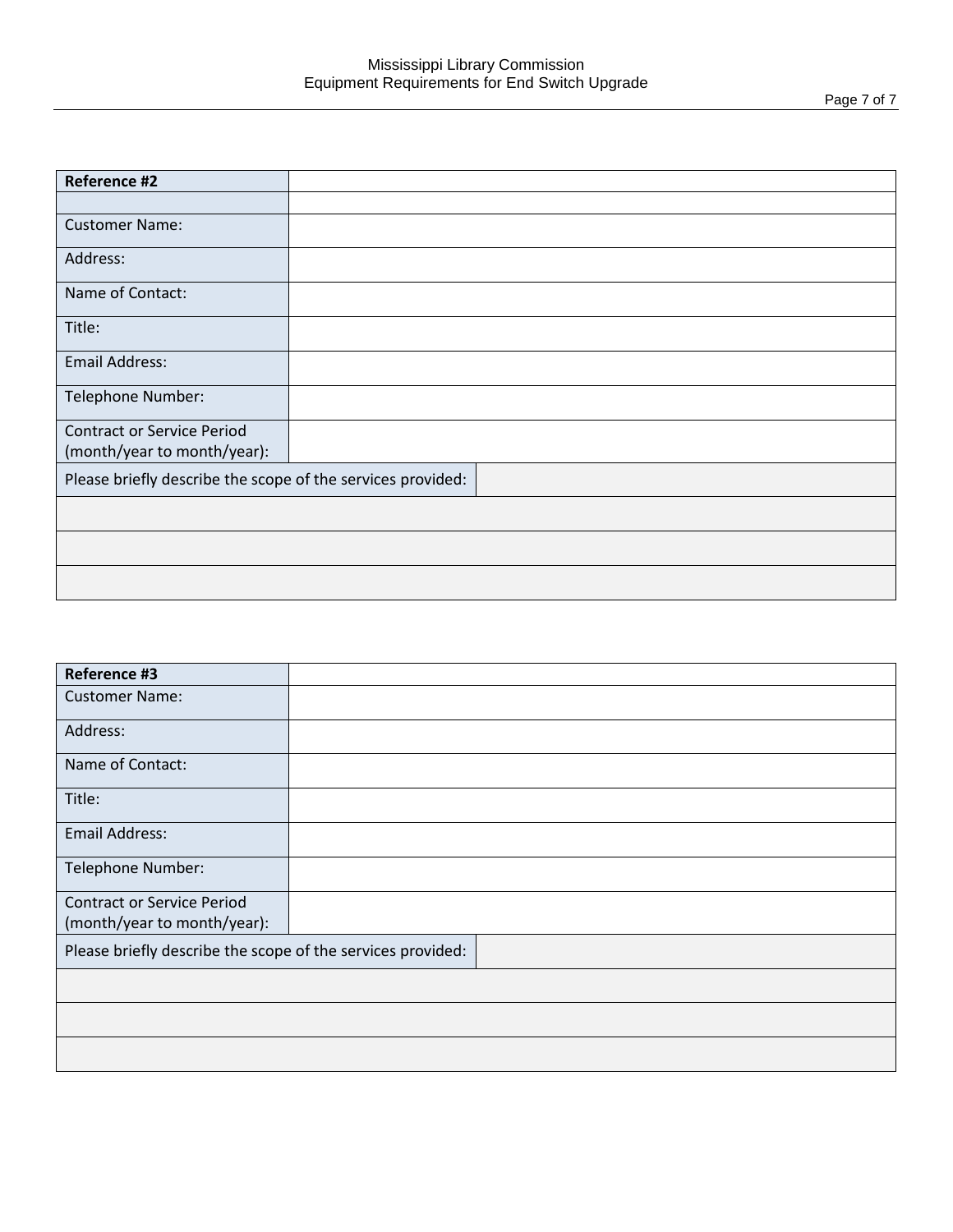| Reference #2 | |
|---|---|
| | |
| Customer Name: | |
| Address: | |
| Name of Contact: | |
| Title: | |
| Email Address: | |
| Telephone Number: | |
| Contract or Service Period (month/year to month/year): | |
| Please briefly describe the scope of the services provided: | |
| | |
| | |
| | |

| Reference #3 | |
|---|---|
| Customer Name: | |
| Address: | |
| Name of Contact: | |
| Title: | |
| Email Address: | |
| Telephone Number: | |
| Contract or Service Period (month/year to month/year): | |
| Please briefly describe the scope of the services provided: | |
| | |
| | |
| | |